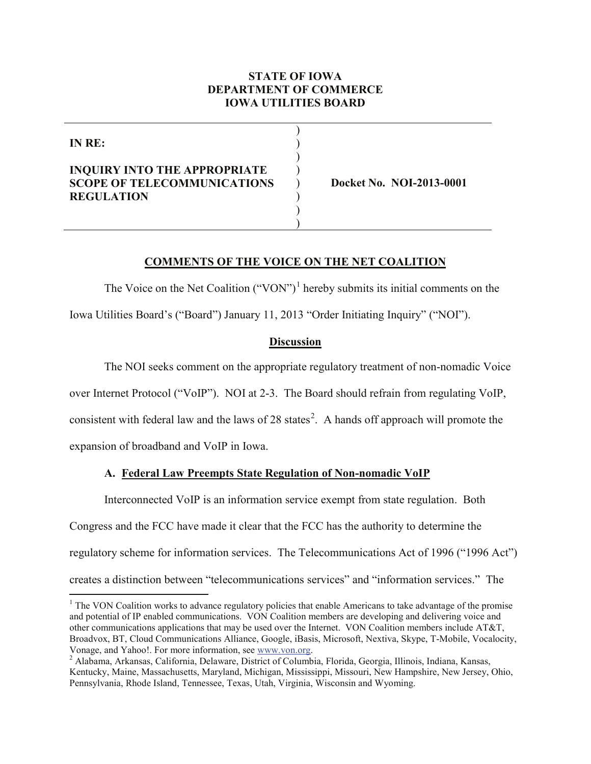**STATE OF IOWA**
**DEPARTMENT OF COMMERCE**
**IOWA UTILITIES BOARD**

| | | |
|---|---|---|
| **IN RE:** | ) | |
| **INQUIRY INTO THE APPROPRIATE SCOPE OF TELECOMMUNICATIONS REGULATION** | ) | **Docket No. NOI-2013-0001** |

## COMMENTS OF THE VOICE ON THE NET COALITION

The Voice on the Net Coalition ("VON")[1] hereby submits its initial comments on the Iowa Utilities Board's ("Board") January 11, 2013 "Order Initiating Inquiry" ("NOI").

### Discussion

The NOI seeks comment on the appropriate regulatory treatment of non-nomadic Voice over Internet Protocol ("VoIP"). NOI at 2-3. The Board should refrain from regulating VoIP, consistent with federal law and the laws of 28 states[2]. A hands off approach will promote the expansion of broadband and VoIP in Iowa.

#### A. Federal Law Preempts State Regulation of Non-nomadic VoIP

Interconnected VoIP is an information service exempt from state regulation. Both Congress and the FCC have made it clear that the FCC has the authority to determine the regulatory scheme for information services. The Telecommunications Act of 1996 ("1996 Act") creates a distinction between "telecommunications services" and "information services." The

---

[1] The VON Coalition works to advance regulatory policies that enable Americans to take advantage of the promise and potential of IP enabled communications. VON Coalition members are developing and delivering voice and other communications applications that may be used over the Internet. VON Coalition members include AT&T, Broadvox, BT, Cloud Communications Alliance, Google, iBasis, Microsoft, Nextiva, Skype, T-Mobile, Vocalocity, Vonage, and Yahoo!. For more information, see www.von.org.

[2] Alabama, Arkansas, California, Delaware, District of Columbia, Florida, Georgia, Illinois, Indiana, Kansas, Kentucky, Maine, Massachusetts, Maryland, Michigan, Mississippi, Missouri, New Hampshire, New Jersey, Ohio, Pennsylvania, Rhode Island, Tennessee, Texas, Utah, Virginia, Wisconsin and Wyoming.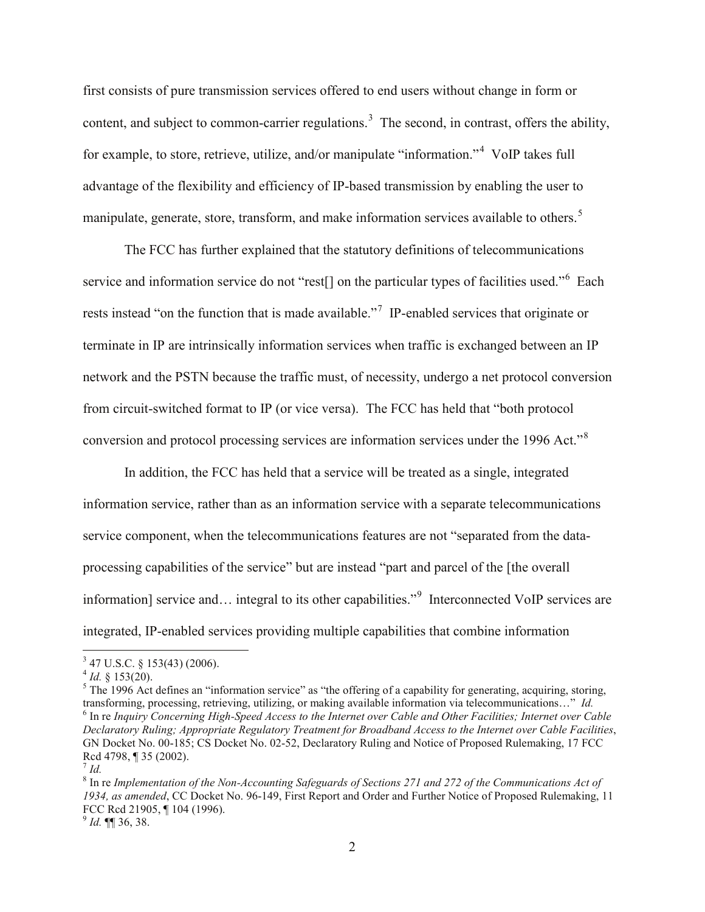first consists of pure transmission services offered to end users without change in form or content, and subject to common-carrier regulations.[3] The second, in contrast, offers the ability, for example, to store, retrieve, utilize, and/or manipulate "information."[4] VoIP takes full advantage of the flexibility and efficiency of IP-based transmission by enabling the user to manipulate, generate, store, transform, and make information services available to others.[5]

The FCC has further explained that the statutory definitions of telecommunications service and information service do not "rest[] on the particular types of facilities used."[6] Each rests instead "on the function that is made available."[7] IP-enabled services that originate or terminate in IP are intrinsically information services when traffic is exchanged between an IP network and the PSTN because the traffic must, of necessity, undergo a net protocol conversion from circuit-switched format to IP (or vice versa). The FCC has held that "both protocol conversion and protocol processing services are information services under the 1996 Act."[8]

In addition, the FCC has held that a service will be treated as a single, integrated information service, rather than as an information service with a separate telecommunications service component, when the telecommunications features are not "separated from the data-processing capabilities of the service" but are instead "part and parcel of the [the overall information] service and… integral to its other capabilities."[9] Interconnected VoIP services are integrated, IP-enabled services providing multiple capabilities that combine information

---

[3] 47 U.S.C. § 153(43) (2006).

[4] *Id.* § 153(20).

[5] The 1996 Act defines an "information service" as "the offering of a capability for generating, acquiring, storing, transforming, processing, retrieving, utilizing, or making available information via telecommunications…" *Id.*

[6] In re *Inquiry Concerning High-Speed Access to the Internet over Cable and Other Facilities; Internet over Cable Declaratory Ruling; Appropriate Regulatory Treatment for Broadband Access to the Internet over Cable Facilities*, GN Docket No. 00-185; CS Docket No. 02-52, Declaratory Ruling and Notice of Proposed Rulemaking, 17 FCC Rcd 4798, ¶ 35 (2002).

[7] *Id.*

[8] In re *Implementation of the Non-Accounting Safeguards of Sections 271 and 272 of the Communications Act of 1934, as amended*, CC Docket No. 96-149, First Report and Order and Further Notice of Proposed Rulemaking, 11 FCC Rcd 21905, ¶ 104 (1996).

[9] *Id.* ¶¶ 36, 38.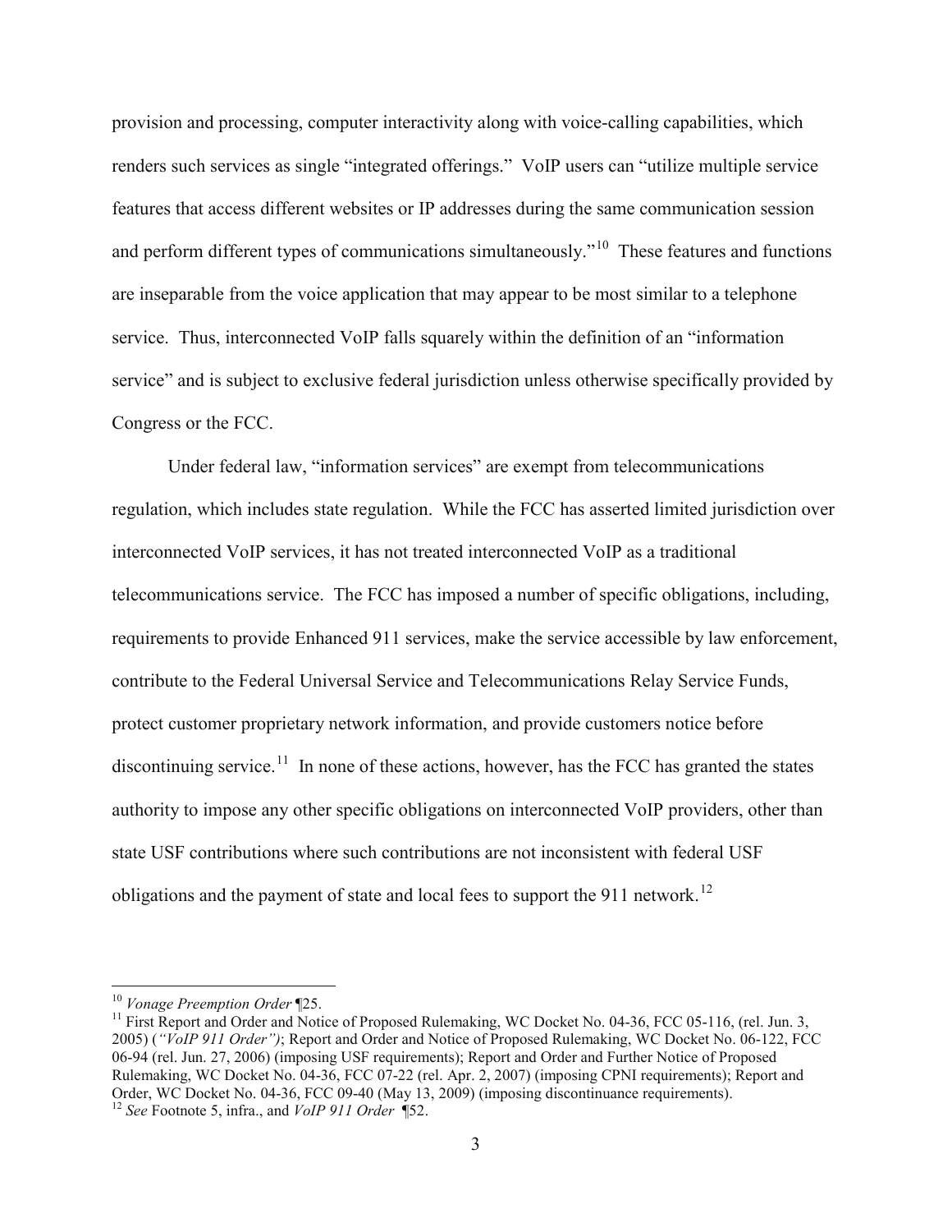provision and processing, computer interactivity along with voice-calling capabilities, which renders such services as single "integrated offerings." VoIP users can "utilize multiple service features that access different websites or IP addresses during the same communication session and perform different types of communications simultaneously."[10] These features and functions are inseparable from the voice application that may appear to be most similar to a telephone service. Thus, interconnected VoIP falls squarely within the definition of an "information service" and is subject to exclusive federal jurisdiction unless otherwise specifically provided by Congress or the FCC.

Under federal law, "information services" are exempt from telecommunications regulation, which includes state regulation. While the FCC has asserted limited jurisdiction over interconnected VoIP services, it has not treated interconnected VoIP as a traditional telecommunications service. The FCC has imposed a number of specific obligations, including, requirements to provide Enhanced 911 services, make the service accessible by law enforcement, contribute to the Federal Universal Service and Telecommunications Relay Service Funds, protect customer proprietary network information, and provide customers notice before discontinuing service.[11] In none of these actions, however, has the FCC has granted the states authority to impose any other specific obligations on interconnected VoIP providers, other than state USF contributions where such contributions are not inconsistent with federal USF obligations and the payment of state and local fees to support the 911 network.[12]

---

[10] *Vonage Preemption Order* ¶25.

[11] First Report and Order and Notice of Proposed Rulemaking, WC Docket No. 04-36, FCC 05-116, (rel. Jun. 3, 2005) (*"VoIP 911 Order")*; Report and Order and Notice of Proposed Rulemaking, WC Docket No. 06-122, FCC 06-94 (rel. Jun. 27, 2006) (imposing USF requirements); Report and Order and Further Notice of Proposed Rulemaking, WC Docket No. 04-36, FCC 07-22 (rel. Apr. 2, 2007) (imposing CPNI requirements); Report and Order, WC Docket No. 04-36, FCC 09-40 (May 13, 2009) (imposing discontinuance requirements).

[12] *See* Footnote 5, infra., and *VoIP 911 Order* ¶52.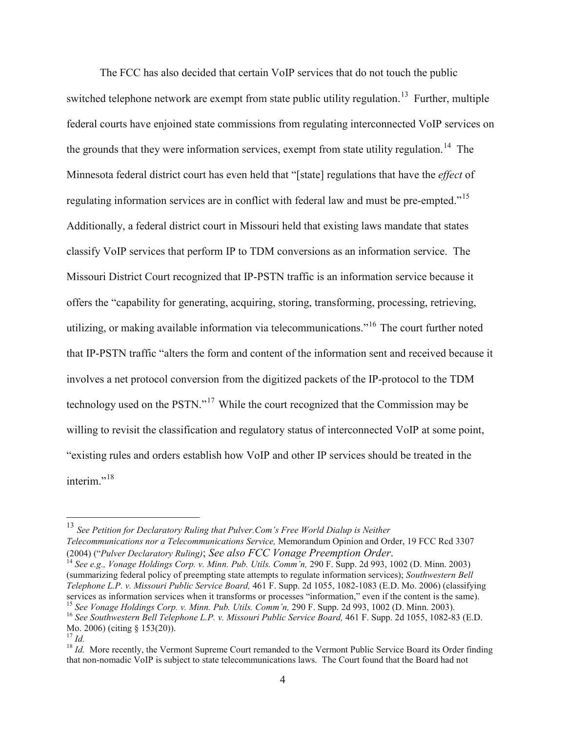The FCC has also decided that certain VoIP services that do not touch the public switched telephone network are exempt from state public utility regulation.[13] Further, multiple federal courts have enjoined state commissions from regulating interconnected VoIP services on the grounds that they were information services, exempt from state utility regulation.[14] The Minnesota federal district court has even held that "[state] regulations that have the *effect* of regulating information services are in conflict with federal law and must be pre-empted."[15] Additionally, a federal district court in Missouri held that existing laws mandate that states classify VoIP services that perform IP to TDM conversions as an information service. The Missouri District Court recognized that IP-PSTN traffic is an information service because it offers the "capability for generating, acquiring, storing, transforming, processing, retrieving, utilizing, or making available information via telecommunications."[16] The court further noted that IP-PSTN traffic "alters the form and content of the information sent and received because it involves a net protocol conversion from the digitized packets of the IP-protocol to the TDM technology used on the PSTN."[17] While the court recognized that the Commission may be willing to revisit the classification and regulatory status of interconnected VoIP at some point, "existing rules and orders establish how VoIP and other IP services should be treated in the interim."[18]

---

[13] *See Petition for Declaratory Ruling that Pulver.Com's Free World Dialup is Neither Telecommunications nor a Telecommunications Service,* Memorandum Opinion and Order, 19 FCC Rcd 3307 (2004) ("*Pulver Declaratory Ruling)*; *See also FCC Vonage Preemption Order*.

[14] *See e.g., Vonage Holdings Corp. v. Minn. Pub. Utils. Comm'n,* 290 F. Supp. 2d 993, 1002 (D. Minn. 2003) (summarizing federal policy of preempting state attempts to regulate information services); *Southwestern Bell Telephone L.P. v. Missouri Public Service Board,* 461 F. Supp. 2d 1055, 1082-1083 (E.D. Mo. 2006) (classifying services as information services when it transforms or processes "information," even if the content is the same).

[15] *See Vonage Holdings Corp. v. Minn. Pub. Utils. Comm'n,* 290 F. Supp. 2d 993, 1002 (D. Minn. 2003).

[16] *See Southwestern Bell Telephone L.P. v. Missouri Public Service Board,* 461 F. Supp. 2d 1055, 1082-83 (E.D. Mo. 2006) (citing § 153(20)).

[17] *Id.*

[18] *Id.* More recently, the Vermont Supreme Court remanded to the Vermont Public Service Board its Order finding that non-nomadic VoIP is subject to state telecommunications laws. The Court found that the Board had not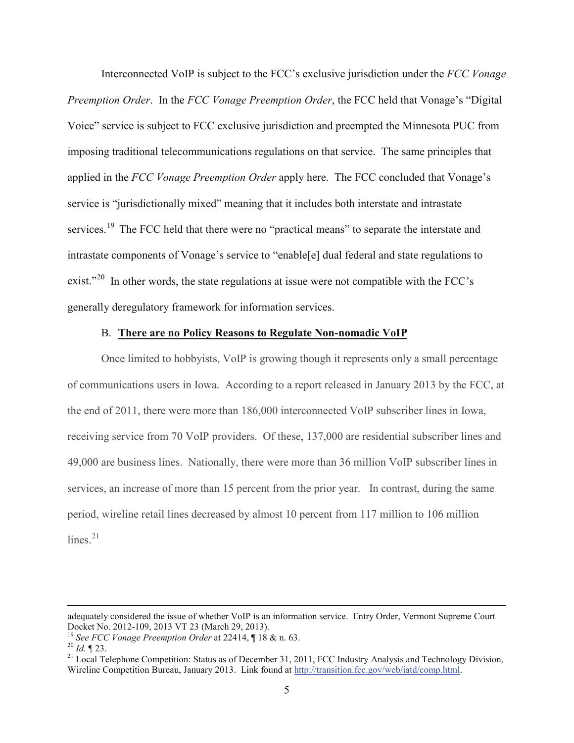Interconnected VoIP is subject to the FCC's exclusive jurisdiction under the *FCC Vonage Preemption Order*. In the *FCC Vonage Preemption Order*, the FCC held that Vonage's "Digital Voice" service is subject to FCC exclusive jurisdiction and preempted the Minnesota PUC from imposing traditional telecommunications regulations on that service. The same principles that applied in the *FCC Vonage Preemption Order* apply here. The FCC concluded that Vonage's service is "jurisdictionally mixed" meaning that it includes both interstate and intrastate services.[19] The FCC held that there were no "practical means" to separate the interstate and intrastate components of Vonage's service to "enable[e] dual federal and state regulations to exist."[20] In other words, the state regulations at issue were not compatible with the FCC's generally deregulatory framework for information services.

### B. **There are no Policy Reasons to Regulate Non-nomadic VoIP**

Once limited to hobbyists, VoIP is growing though it represents only a small percentage of communications users in Iowa. According to a report released in January 2013 by the FCC, at the end of 2011, there were more than 186,000 interconnected VoIP subscriber lines in Iowa, receiving service from 70 VoIP providers. Of these, 137,000 are residential subscriber lines and 49,000 are business lines. Nationally, there were more than 36 million VoIP subscriber lines in services, an increase of more than 15 percent from the prior year. In contrast, during the same period, wireline retail lines decreased by almost 10 percent from 117 million to 106 million lines.[21]

---

adequately considered the issue of whether VoIP is an information service. Entry Order, Vermont Supreme Court Docket No. 2012-109, 2013 VT 23 (March 29, 2013).

[19] *See FCC Vonage Preemption Order* at 22414, ¶ 18 & n. 63.

[20] *Id.* ¶ 23.

[21] Local Telephone Competition: Status as of December 31, 2011, FCC Industry Analysis and Technology Division, Wireline Competition Bureau, January 2013. Link found at http://transition.fcc.gov/wcb/iatd/comp.html.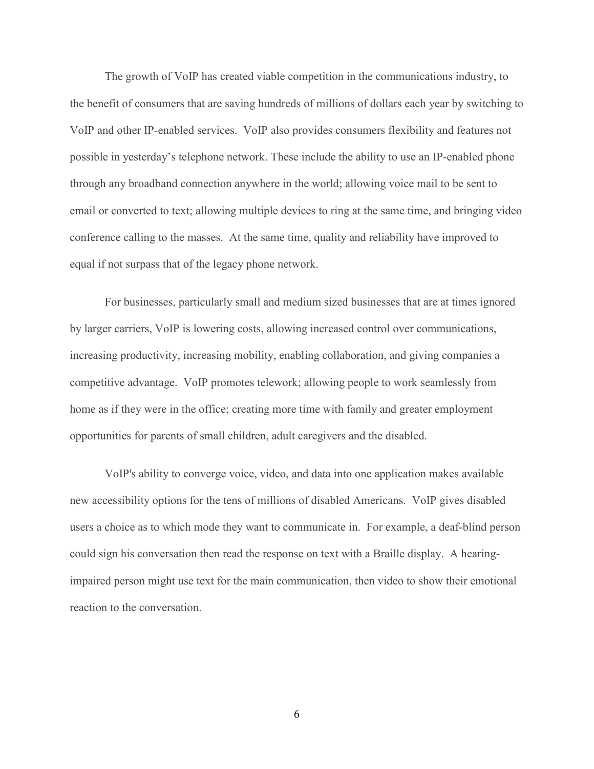The growth of VoIP has created viable competition in the communications industry, to the benefit of consumers that are saving hundreds of millions of dollars each year by switching to VoIP and other IP-enabled services. VoIP also provides consumers flexibility and features not possible in yesterday's telephone network. These include the ability to use an IP-enabled phone through any broadband connection anywhere in the world; allowing voice mail to be sent to email or converted to text; allowing multiple devices to ring at the same time, and bringing video conference calling to the masses. At the same time, quality and reliability have improved to equal if not surpass that of the legacy phone network.

For businesses, particularly small and medium sized businesses that are at times ignored by larger carriers, VoIP is lowering costs, allowing increased control over communications, increasing productivity, increasing mobility, enabling collaboration, and giving companies a competitive advantage. VoIP promotes telework; allowing people to work seamlessly from home as if they were in the office; creating more time with family and greater employment opportunities for parents of small children, adult caregivers and the disabled.

VoIP's ability to converge voice, video, and data into one application makes available new accessibility options for the tens of millions of disabled Americans. VoIP gives disabled users a choice as to which mode they want to communicate in. For example, a deaf-blind person could sign his conversation then read the response on text with a Braille display. A hearing-impaired person might use text for the main communication, then video to show their emotional reaction to the conversation.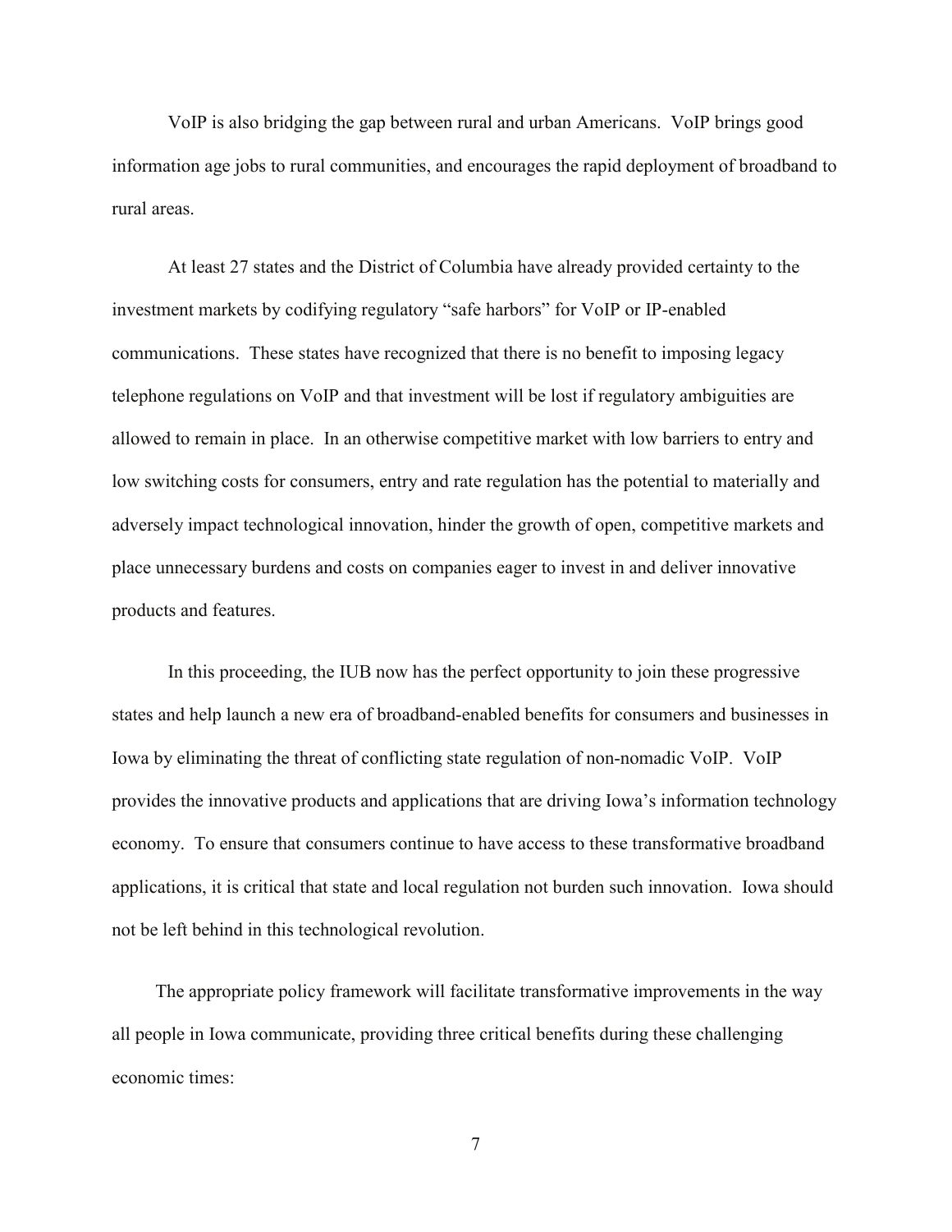VoIP is also bridging the gap between rural and urban Americans. VoIP brings good information age jobs to rural communities, and encourages the rapid deployment of broadband to rural areas.

At least 27 states and the District of Columbia have already provided certainty to the investment markets by codifying regulatory "safe harbors" for VoIP or IP-enabled communications. These states have recognized that there is no benefit to imposing legacy telephone regulations on VoIP and that investment will be lost if regulatory ambiguities are allowed to remain in place. In an otherwise competitive market with low barriers to entry and low switching costs for consumers, entry and rate regulation has the potential to materially and adversely impact technological innovation, hinder the growth of open, competitive markets and place unnecessary burdens and costs on companies eager to invest in and deliver innovative products and features.

In this proceeding, the IUB now has the perfect opportunity to join these progressive states and help launch a new era of broadband-enabled benefits for consumers and businesses in Iowa by eliminating the threat of conflicting state regulation of non-nomadic VoIP. VoIP provides the innovative products and applications that are driving Iowa's information technology economy. To ensure that consumers continue to have access to these transformative broadband applications, it is critical that state and local regulation not burden such innovation. Iowa should not be left behind in this technological revolution.

The appropriate policy framework will facilitate transformative improvements in the way all people in Iowa communicate, providing three critical benefits during these challenging economic times: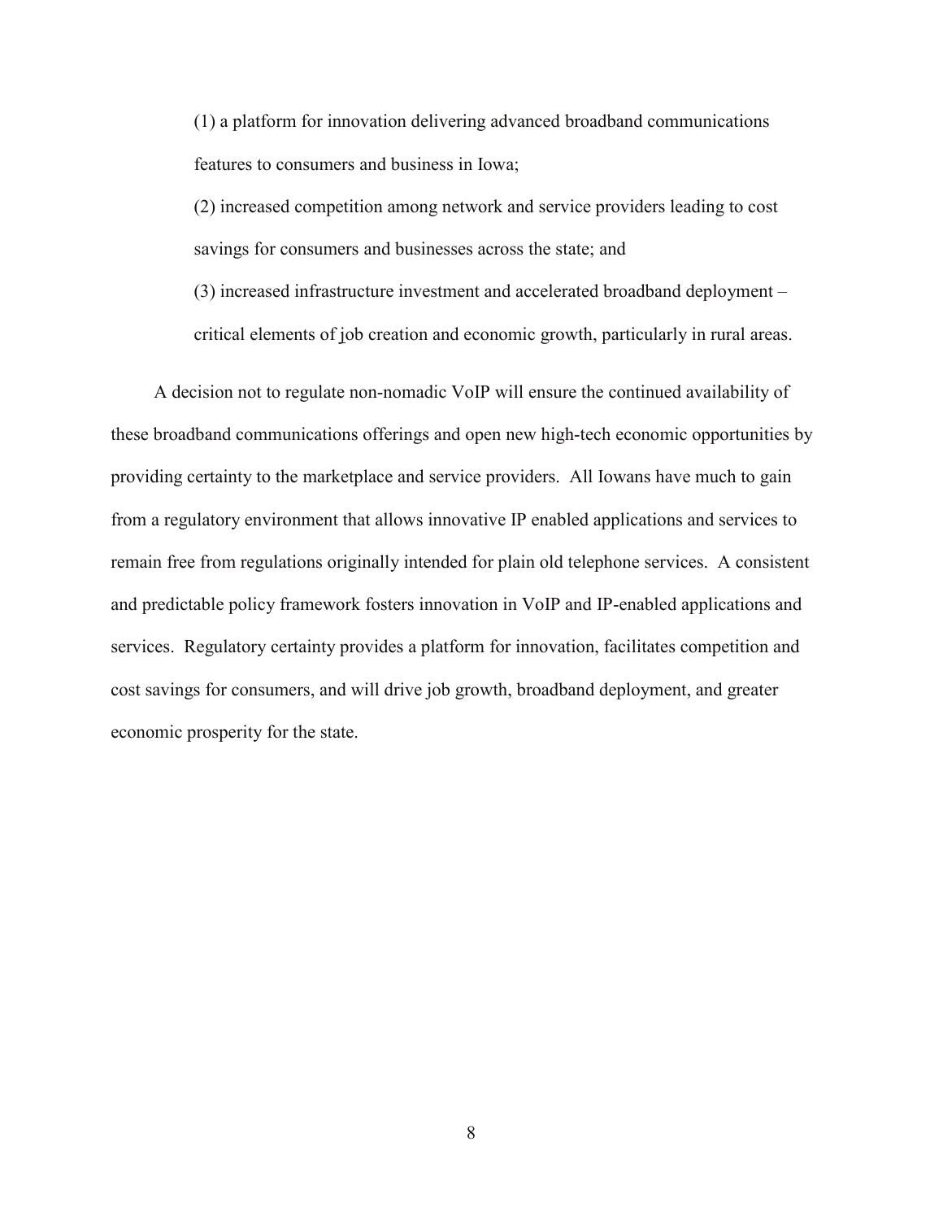(1) a platform for innovation delivering advanced broadband communications features to consumers and business in Iowa;

(2) increased competition among network and service providers leading to cost savings for consumers and businesses across the state; and

(3) increased infrastructure investment and accelerated broadband deployment – critical elements of job creation and economic growth, particularly in rural areas.

A decision not to regulate non-nomadic VoIP will ensure the continued availability of these broadband communications offerings and open new high-tech economic opportunities by providing certainty to the marketplace and service providers. All Iowans have much to gain from a regulatory environment that allows innovative IP enabled applications and services to remain free from regulations originally intended for plain old telephone services. A consistent and predictable policy framework fosters innovation in VoIP and IP-enabled applications and services. Regulatory certainty provides a platform for innovation, facilitates competition and cost savings for consumers, and will drive job growth, broadband deployment, and greater economic prosperity for the state.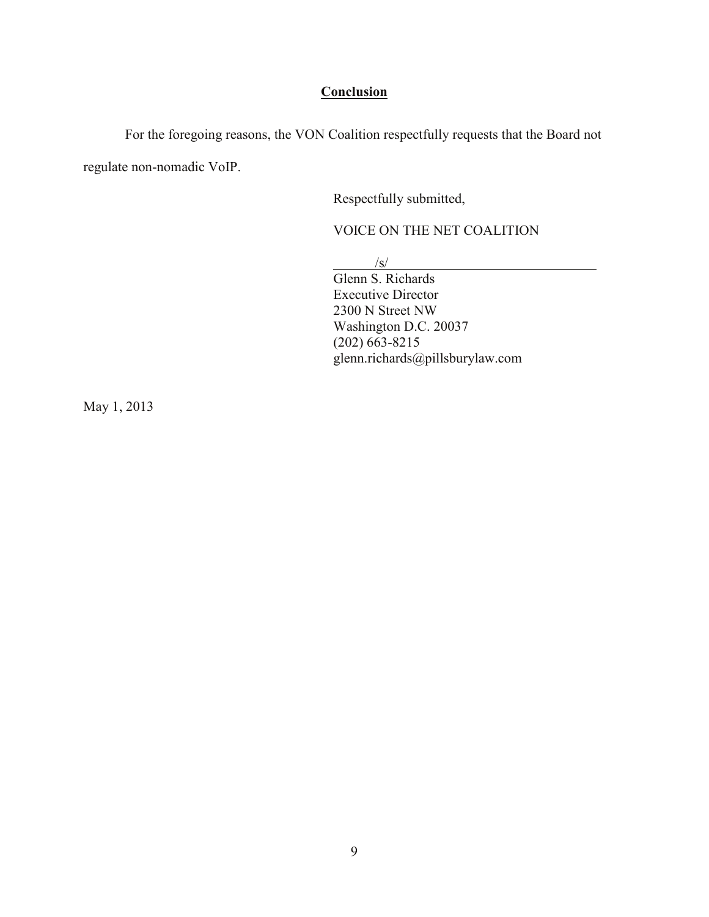## Conclusion

For the foregoing reasons, the VON Coalition respectfully requests that the Board not regulate non-nomadic VoIP.

Respectfully submitted,

VOICE ON THE NET COALITION

/s/

Glenn S. Richards
Executive Director
2300 N Street NW
Washington D.C. 20037
(202) 663-8215
glenn.richards@pillsburylaw.com

May 1, 2013